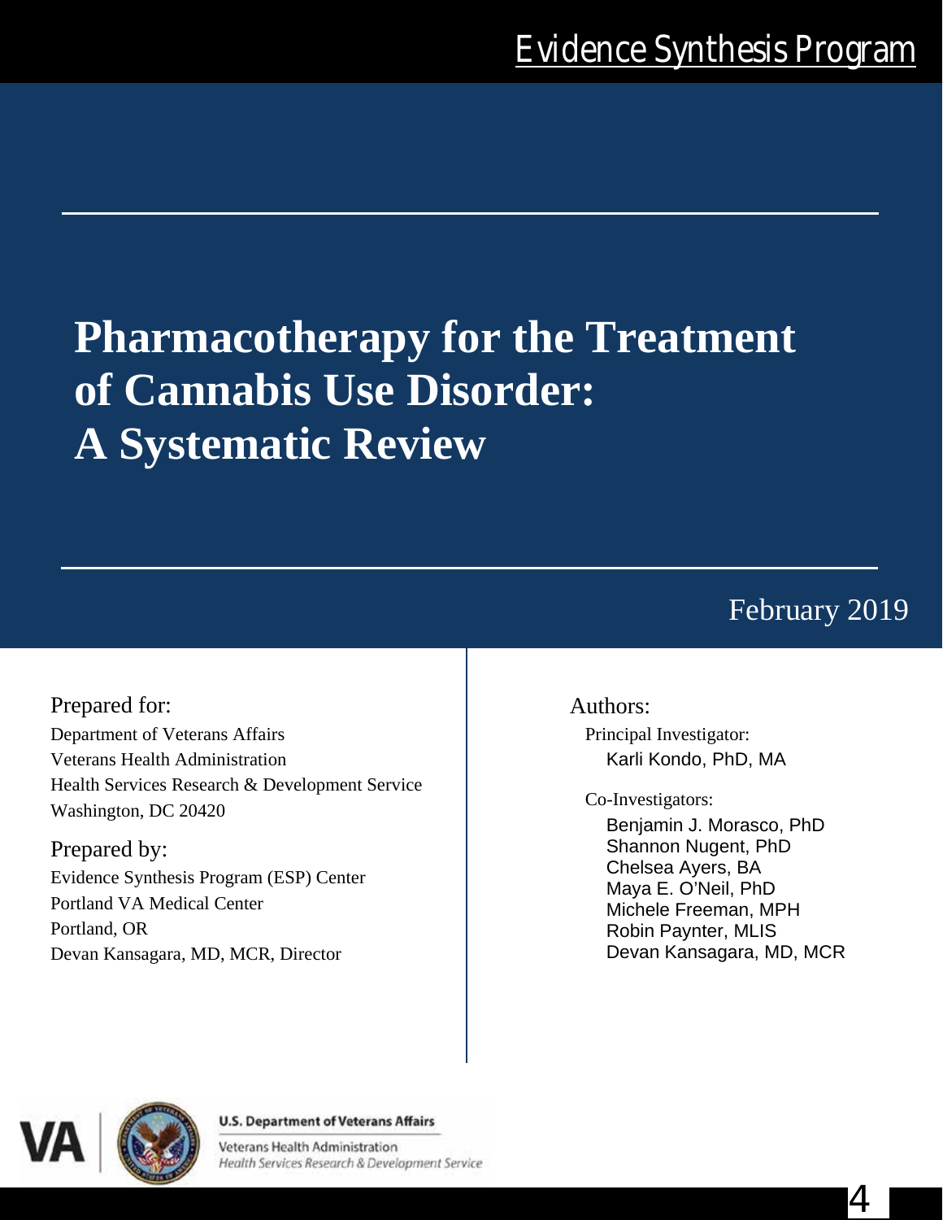Evidence Synthesis Program

# Pharmacotherapy for the Treatment of Cannabis Use Disorder: A Systematic Review

February 2019

Prepared for:
Department of Veterans Affairs
Veterans Health Administration
Health Services Research & Development Service
Washington, DC 20420

Prepared by:
Evidence Synthesis Program (ESP) Center
Portland VA Medical Center
Portland, OR
Devan Kansagara, MD, MCR, Director

Authors:

Principal Investigator:
Karli Kondo, PhD, MA

Co-Investigators:
Benjamin J. Morasco, PhD
Shannon Nugent, PhD
Chelsea Ayers, BA
Maya E. O'Neil, PhD
Michele Freeman, MPH
Robin Paynter, MLIS
Devan Kansagara, MD, MCR

U.S. Department of Veterans Affairs
Veterans Health Administration
*Health Services Research & Development Service*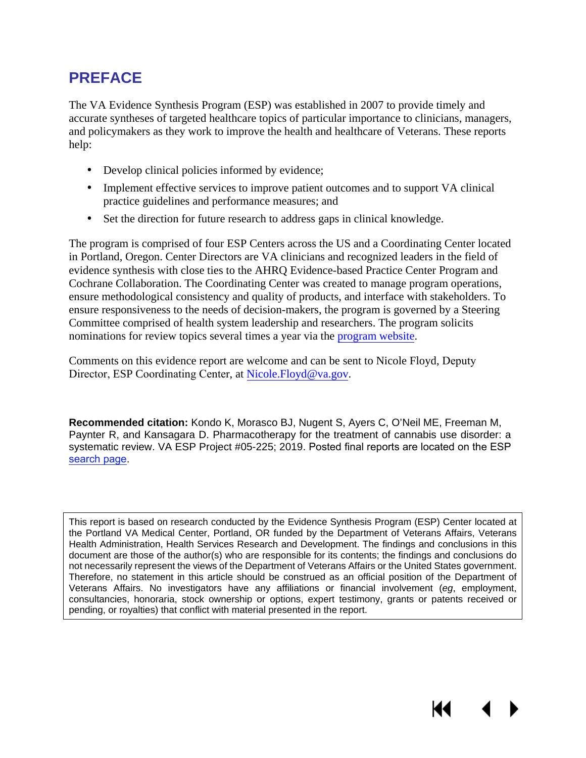# PREFACE

The VA Evidence Synthesis Program (ESP) was established in 2007 to provide timely and accurate syntheses of targeted healthcare topics of particular importance to clinicians, managers, and policymakers as they work to improve the health and healthcare of Veterans. These reports help:

- Develop clinical policies informed by evidence;
- Implement effective services to improve patient outcomes and to support VA clinical practice guidelines and performance measures; and
- Set the direction for future research to address gaps in clinical knowledge.

The program is comprised of four ESP Centers across the US and a Coordinating Center located in Portland, Oregon. Center Directors are VA clinicians and recognized leaders in the field of evidence synthesis with close ties to the AHRQ Evidence-based Practice Center Program and Cochrane Collaboration. The Coordinating Center was created to manage program operations, ensure methodological consistency and quality of products, and interface with stakeholders. To ensure responsiveness to the needs of decision-makers, the program is governed by a Steering Committee comprised of health system leadership and researchers. The program solicits nominations for review topics several times a year via the program website.

Comments on this evidence report are welcome and can be sent to Nicole Floyd, Deputy Director, ESP Coordinating Center, at Nicole.Floyd@va.gov.

**Recommended citation:** Kondo K, Morasco BJ, Nugent S, Ayers C, O'Neil ME, Freeman M, Paynter R, and Kansagara D. Pharmacotherapy for the treatment of cannabis use disorder: a systematic review. VA ESP Project #05-225; 2019. Posted final reports are located on the ESP search page.

This report is based on research conducted by the Evidence Synthesis Program (ESP) Center located at the Portland VA Medical Center, Portland, OR funded by the Department of Veterans Affairs, Veterans Health Administration, Health Services Research and Development. The findings and conclusions in this document are those of the author(s) who are responsible for its contents; the findings and conclusions do not necessarily represent the views of the Department of Veterans Affairs or the United States government. Therefore, no statement in this article should be construed as an official position of the Department of Veterans Affairs. No investigators have any affiliations or financial involvement (*eg*, employment, consultancies, honoraria, stock ownership or options, expert testimony, grants or patents received or pending, or royalties) that conflict with material presented in the report.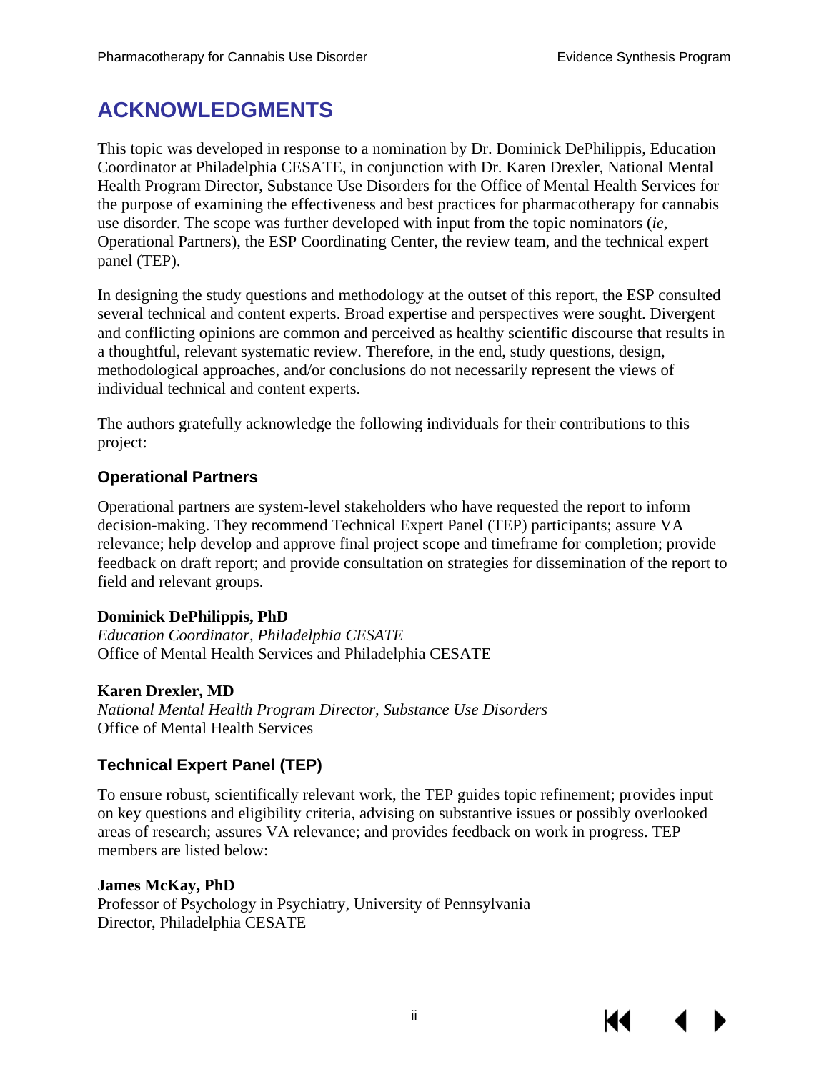# ACKNOWLEDGMENTS

This topic was developed in response to a nomination by Dr. Dominick DePhilippis, Education Coordinator at Philadelphia CESATE, in conjunction with Dr. Karen Drexler, National Mental Health Program Director, Substance Use Disorders for the Office of Mental Health Services for the purpose of examining the effectiveness and best practices for pharmacotherapy for cannabis use disorder. The scope was further developed with input from the topic nominators (*ie*, Operational Partners), the ESP Coordinating Center, the review team, and the technical expert panel (TEP).

In designing the study questions and methodology at the outset of this report, the ESP consulted several technical and content experts. Broad expertise and perspectives were sought. Divergent and conflicting opinions are common and perceived as healthy scientific discourse that results in a thoughtful, relevant systematic review. Therefore, in the end, study questions, design, methodological approaches, and/or conclusions do not necessarily represent the views of individual technical and content experts.

The authors gratefully acknowledge the following individuals for their contributions to this project:

## Operational Partners

Operational partners are system-level stakeholders who have requested the report to inform decision-making. They recommend Technical Expert Panel (TEP) participants; assure VA relevance; help develop and approve final project scope and timeframe for completion; provide feedback on draft report; and provide consultation on strategies for dissemination of the report to field and relevant groups.

**Dominick DePhilippis, PhD**
*Education Coordinator, Philadelphia CESATE*
Office of Mental Health Services and Philadelphia CESATE

**Karen Drexler, MD**
*National Mental Health Program Director, Substance Use Disorders*
Office of Mental Health Services

## Technical Expert Panel (TEP)

To ensure robust, scientifically relevant work, the TEP guides topic refinement; provides input on key questions and eligibility criteria, advising on substantive issues or possibly overlooked areas of research; assures VA relevance; and provides feedback on work in progress. TEP members are listed below:

**James McKay, PhD**
Professor of Psychology in Psychiatry, University of Pennsylvania
Director, Philadelphia CESATE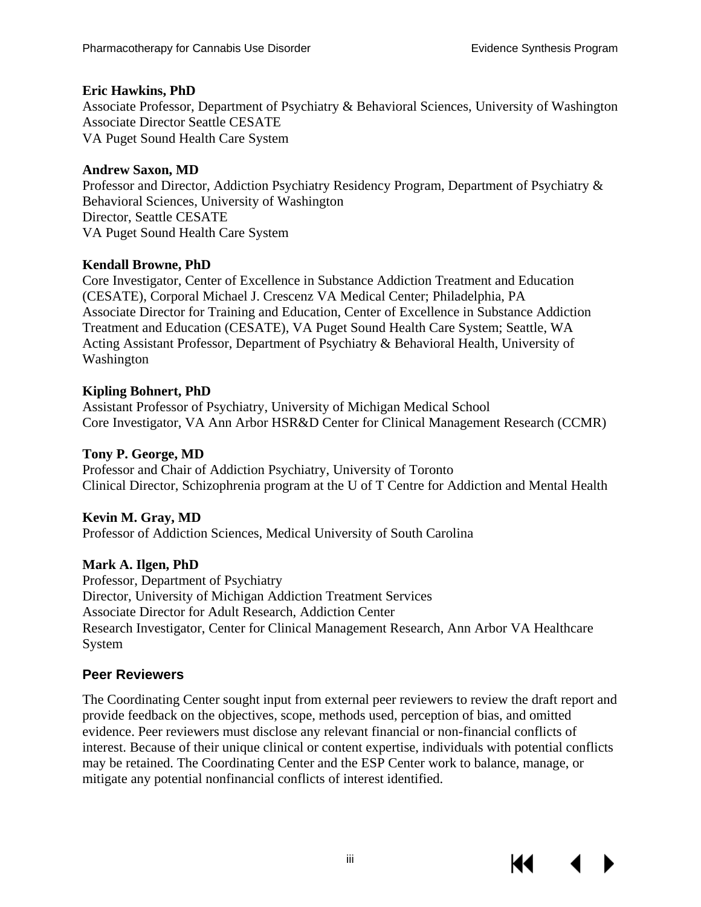**Eric Hawkins, PhD**
Associate Professor, Department of Psychiatry & Behavioral Sciences, University of Washington
Associate Director Seattle CESATE
VA Puget Sound Health Care System

**Andrew Saxon, MD**
Professor and Director, Addiction Psychiatry Residency Program, Department of Psychiatry & Behavioral Sciences, University of Washington
Director, Seattle CESATE
VA Puget Sound Health Care System

**Kendall Browne, PhD**
Core Investigator, Center of Excellence in Substance Addiction Treatment and Education (CESATE), Corporal Michael J. Crescenz VA Medical Center; Philadelphia, PA
Associate Director for Training and Education, Center of Excellence in Substance Addiction Treatment and Education (CESATE), VA Puget Sound Health Care System; Seattle, WA
Acting Assistant Professor, Department of Psychiatry & Behavioral Health, University of Washington

**Kipling Bohnert, PhD**
Assistant Professor of Psychiatry, University of Michigan Medical School
Core Investigator, VA Ann Arbor HSR&D Center for Clinical Management Research (CCMR)

**Tony P. George, MD**
Professor and Chair of Addiction Psychiatry, University of Toronto
Clinical Director, Schizophrenia program at the U of T Centre for Addiction and Mental Health

**Kevin M. Gray, MD**
Professor of Addiction Sciences, Medical University of South Carolina

**Mark A. Ilgen, PhD**
Professor, Department of Psychiatry
Director, University of Michigan Addiction Treatment Services
Associate Director for Adult Research, Addiction Center
Research Investigator, Center for Clinical Management Research, Ann Arbor VA Healthcare System

## Peer Reviewers

The Coordinating Center sought input from external peer reviewers to review the draft report and provide feedback on the objectives, scope, methods used, perception of bias, and omitted evidence. Peer reviewers must disclose any relevant financial or non-financial conflicts of interest. Because of their unique clinical or content expertise, individuals with potential conflicts may be retained. The Coordinating Center and the ESP Center work to balance, manage, or mitigate any potential nonfinancial conflicts of interest identified.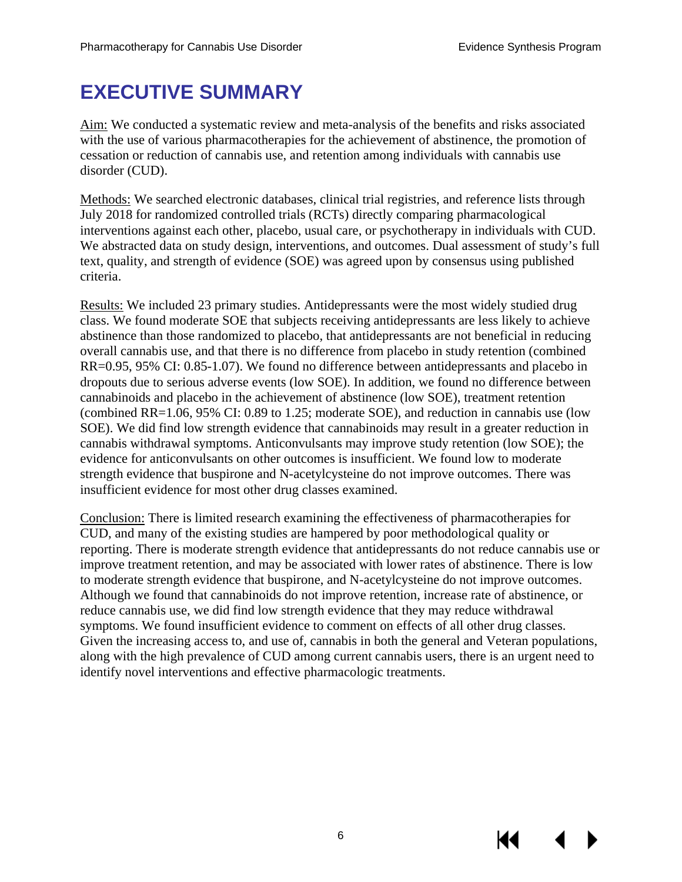# EXECUTIVE SUMMARY

Aim: We conducted a systematic review and meta-analysis of the benefits and risks associated with the use of various pharmacotherapies for the achievement of abstinence, the promotion of cessation or reduction of cannabis use, and retention among individuals with cannabis use disorder (CUD).

Methods: We searched electronic databases, clinical trial registries, and reference lists through July 2018 for randomized controlled trials (RCTs) directly comparing pharmacological interventions against each other, placebo, usual care, or psychotherapy in individuals with CUD. We abstracted data on study design, interventions, and outcomes. Dual assessment of study's full text, quality, and strength of evidence (SOE) was agreed upon by consensus using published criteria.

Results: We included 23 primary studies. Antidepressants were the most widely studied drug class. We found moderate SOE that subjects receiving antidepressants are less likely to achieve abstinence than those randomized to placebo, that antidepressants are not beneficial in reducing overall cannabis use, and that there is no difference from placebo in study retention (combined RR=0.95, 95% CI: 0.85-1.07). We found no difference between antidepressants and placebo in dropouts due to serious adverse events (low SOE). In addition, we found no difference between cannabinoids and placebo in the achievement of abstinence (low SOE), treatment retention (combined RR=1.06, 95% CI: 0.89 to 1.25; moderate SOE), and reduction in cannabis use (low SOE). We did find low strength evidence that cannabinoids may result in a greater reduction in cannabis withdrawal symptoms. Anticonvulsants may improve study retention (low SOE); the evidence for anticonvulsants on other outcomes is insufficient. We found low to moderate strength evidence that buspirone and N-acetylcysteine do not improve outcomes. There was insufficient evidence for most other drug classes examined.

Conclusion: There is limited research examining the effectiveness of pharmacotherapies for CUD, and many of the existing studies are hampered by poor methodological quality or reporting. There is moderate strength evidence that antidepressants do not reduce cannabis use or improve treatment retention, and may be associated with lower rates of abstinence. There is low to moderate strength evidence that buspirone, and N-acetylcysteine do not improve outcomes. Although we found that cannabinoids do not improve retention, increase rate of abstinence, or reduce cannabis use, we did find low strength evidence that they may reduce withdrawal symptoms. We found insufficient evidence to comment on effects of all other drug classes. Given the increasing access to, and use of, cannabis in both the general and Veteran populations, along with the high prevalence of CUD among current cannabis users, there is an urgent need to identify novel interventions and effective pharmacologic treatments.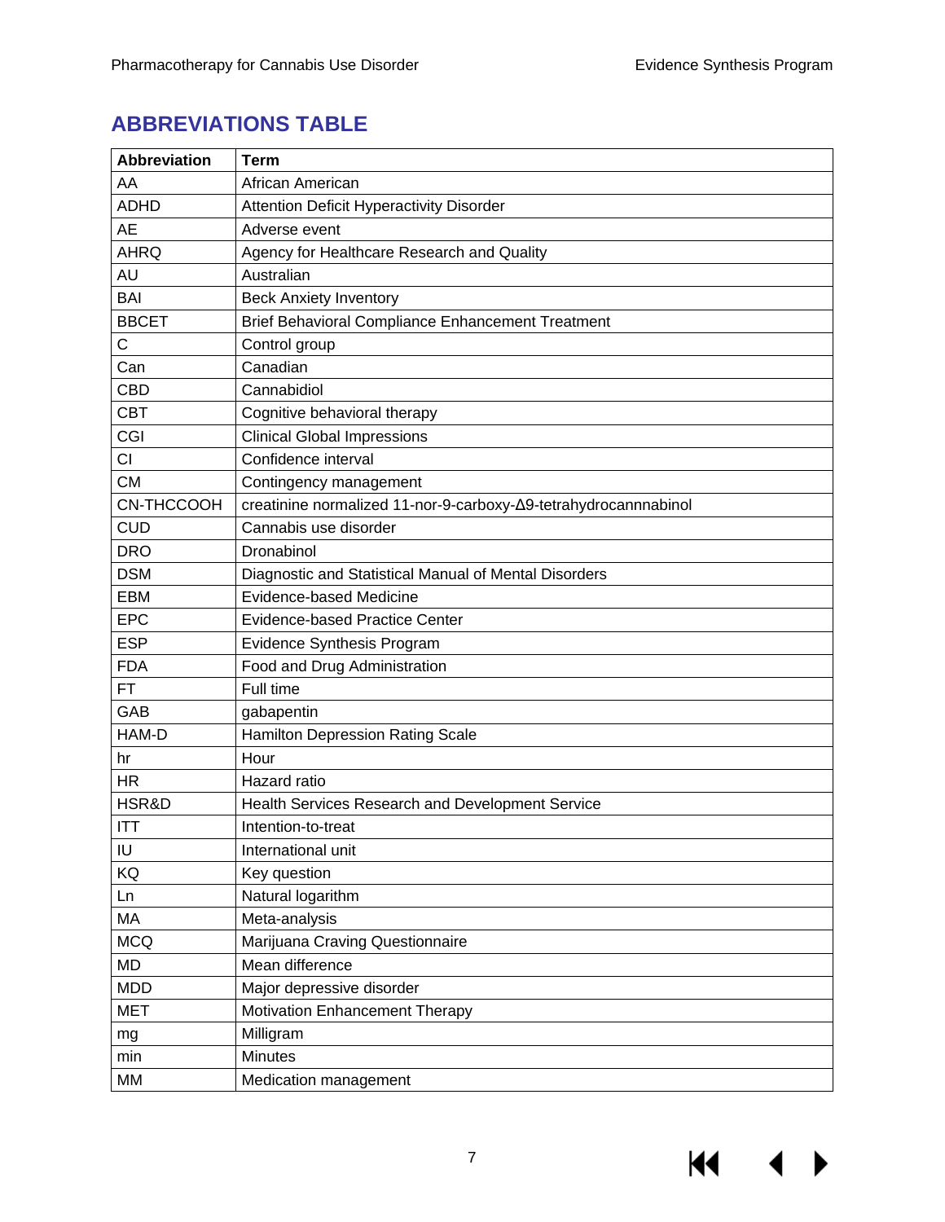## ABBREVIATIONS TABLE

| Abbreviation | Term |
| --- | --- |
| AA | African American |
| ADHD | Attention Deficit Hyperactivity Disorder |
| AE | Adverse event |
| AHRQ | Agency for Healthcare Research and Quality |
| AU | Australian |
| BAI | Beck Anxiety Inventory |
| BBCET | Brief Behavioral Compliance Enhancement Treatment |
| C | Control group |
| Can | Canadian |
| CBD | Cannabidiol |
| CBT | Cognitive behavioral therapy |
| CGI | Clinical Global Impressions |
| CI | Confidence interval |
| CM | Contingency management |
| CN-THCCOOH | creatinine normalized 11-nor-9-carboxy-Δ9-tetrahydrocannnabinol |
| CUD | Cannabis use disorder |
| DRO | Dronabinol |
| DSM | Diagnostic and Statistical Manual of Mental Disorders |
| EBM | Evidence-based Medicine |
| EPC | Evidence-based Practice Center |
| ESP | Evidence Synthesis Program |
| FDA | Food and Drug Administration |
| FT | Full time |
| GAB | gabapentin |
| HAM-D | Hamilton Depression Rating Scale |
| hr | Hour |
| HR | Hazard ratio |
| HSR&D | Health Services Research and Development Service |
| ITT | Intention-to-treat |
| IU | International unit |
| KQ | Key question |
| Ln | Natural logarithm |
| MA | Meta-analysis |
| MCQ | Marijuana Craving Questionnaire |
| MD | Mean difference |
| MDD | Major depressive disorder |
| MET | Motivation Enhancement Therapy |
| mg | Milligram |
| min | Minutes |
| MM | Medication management |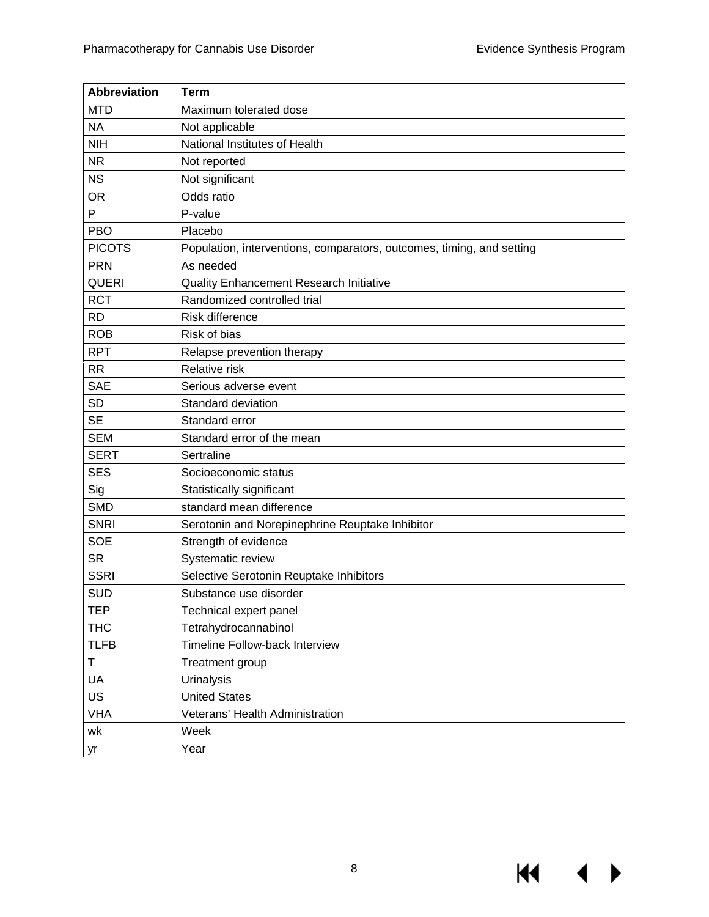| Abbreviation | Term |
| --- | --- |
| MTD | Maximum tolerated dose |
| NA | Not applicable |
| NIH | National Institutes of Health |
| NR | Not reported |
| NS | Not significant |
| OR | Odds ratio |
| P | P-value |
| PBO | Placebo |
| PICOTS | Population, interventions, comparators, outcomes, timing, and setting |
| PRN | As needed |
| QUERI | Quality Enhancement Research Initiative |
| RCT | Randomized controlled trial |
| RD | Risk difference |
| ROB | Risk of bias |
| RPT | Relapse prevention therapy |
| RR | Relative risk |
| SAE | Serious adverse event |
| SD | Standard deviation |
| SE | Standard error |
| SEM | Standard error of the mean |
| SERT | Sertraline |
| SES | Socioeconomic status |
| Sig | Statistically significant |
| SMD | standard mean difference |
| SNRI | Serotonin and Norepinephrine Reuptake Inhibitor |
| SOE | Strength of evidence |
| SR | Systematic review |
| SSRI | Selective Serotonin Reuptake Inhibitors |
| SUD | Substance use disorder |
| TEP | Technical expert panel |
| THC | Tetrahydrocannabinol |
| TLFB | Timeline Follow-back Interview |
| T | Treatment group |
| UA | Urinalysis |
| US | United States |
| VHA | Veterans' Health Administration |
| wk | Week |
| yr | Year |